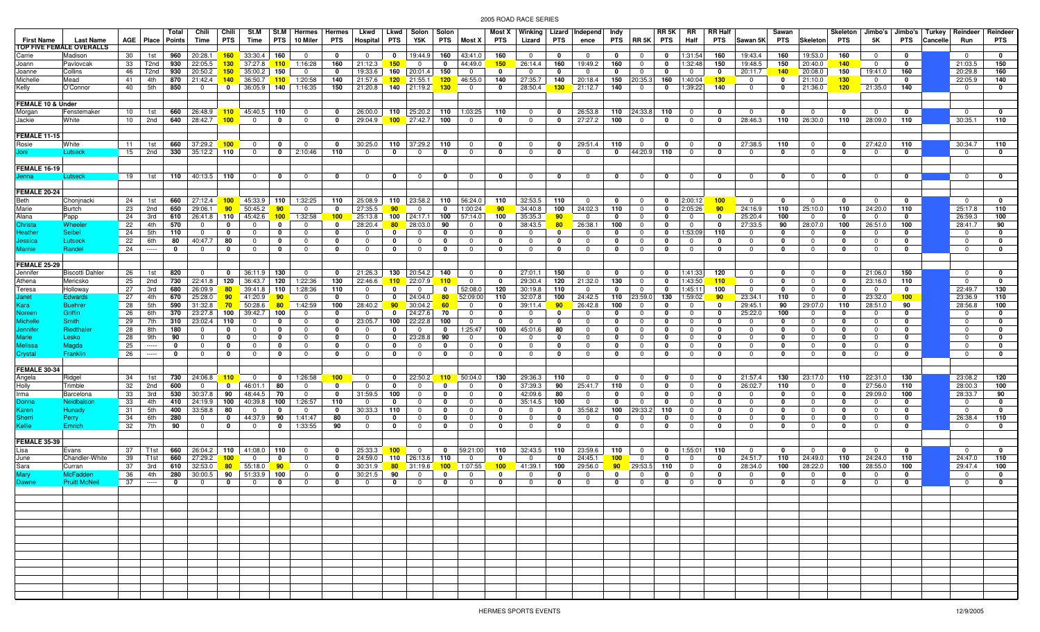# 2005 ROAD RACE SERIES

| First Name | Last Name | AGE | Place | Total Points | Chili Time | Chili PTS | St.M Time | St.M PTS | Hermes 10 Miler | Hermes PTS | Lkwd Hospital | Lkwd PTS | Solon Y5K | Solon PTS | Most X | Most X PTS | Winking Lizard | Lizard PTS | Independence | Indy PTS | RR 5K | RR 5K PTS | RR Half | RR Half PTS | Sawan 5K | Sawan PTS | Skeleton | Skeleton PTS | Jimbo's 5K | Jimbo's PTS | Turkey Cancelle | Reindeer Run | Reindeer PTS |
|---|---|---|---|---|---|---|---|---|---|---|---|---|---|---|---|---|---|---|---|---|---|---|---|---|---|---|---|---|---|---|---|---|---|
| **TOP FIVE FEMALE OVERALLS** | | | | | | | | | | | | | | | | | | | | | | | | | | | | | | | | | |
| Carrie | Madison | 30 | 1st | 960 | 20:28.1 | 160 | 33:30.4 | 160 | 0 | 0 | 0 | 0 | 19:44.9 | 160 | 43:41.0 | 160 | 0 | 0 | 0 | 0 | 0 | 0 | 1:31:54 | 160 | 19:43.4 | 160 | 19:53.0 | 160 | 0 | 0 | | 0 | 0 |
| Joann | Pavlovcak | 33 | T2nd | 930 | 22:05.5 | 130 | 37:27.8 | 110 | 1:16:28 | 160 | 21:12.3 | 150 | 0 | 0 | 44:49.0 | 150 | 26:14.4 | 160 | 19:49.2 | 160 | 0 | 0 | 1:32:48 | 150 | 19:48.5 | 150 | 20:40.4 | 140 | 0 | 0 | | 21:03.5 | 150 |
| Joanne | Collins | 46 | T2nd | 930 | 20:50.2 | 150 | 35:00.2 | 150 | 0 | 0 | 19:33.6 | 160 | 20:01.4 | 150 | 0 | 0 | 0 | 0 | 0 | 0 | 0 | 0 | 0 | 0 | 20:11.7 | 140 | 20:08.0 | 150 | 19:41.0 | 160 | | 20:29.8 | 160 |
| Michelle | Mead | 41 | 4th | 870 | 21:42.4 | 140 | 36:50.7 | 110 | 1:20:58 | 140 | 21:57.6 | 120 | 21:55.1 | 120 | 46:55.0 | 140 | 27:35.7 | 140 | 20:18.4 | 150 | 20:35.3 | 160 | 1:40:04 | 130 | 0 | 0 | 21:10.0 | 130 | 0 | 0 | | 22:05.9 | 140 |
| Kelly | O'Connor | 40 | 5th | 850 | 0 | 0 | 36:05.9 | 140 | 1:16:35 | 150 | 21:20.8 | 140 | 21:19.2 | 130 | 0 | 0 | 28:50.4 | 130 | 21:12.7 | 140 | 0 | 0 | 1:39:22 | 140 | 0 | 0 | 21:36.0 | 120 | 21:35.0 | 140 | | 0 | 0 |
| **FEMALE 10 & Under** | | | | | | | | | | | | | | | | | | | | | | | | | | | | | | | | | |
| Morgan | Fenstemaker | 10 | 1st | 660 | 26:48.9 | 110 | 45:40.5 | 110 | 0 | 0 | 26:00.0 | 110 | 25:20.2 | 110 | 1:03:25 | 110 | 0 | 0 | 26:53.8 | 110 | 24:33.8 | 110 | 0 | 0 | 0 | 0 | 0 | 0 | 0 | 0 | | 0 | 0 |
| Jackie | White | 10 | 2nd | 640 | 28:42.7 | 100 | 0 | 0 | 0 | 0 | 29:04.9 | 100 | 27:42.7 | 100 | 0 | 0 | 0 | 0 | 27:27.2 | 100 | 0 | 0 | 0 | 0 | 28:46.3 | 110 | 26:30.0 | 110 | 28:09.0 | 110 | | 30:35.1 | 110 |
| **FEMALE 11-15** | | | | | | | | | | | | | | | | | | | | | | | | | | | | | | | | | |
| Rosie | White | 11 | 1st | 660 | 37:29.2 | 100 | 0 | 0 | 0 | 0 | 30:25.0 | 110 | 37:29.2 | 110 | 0 | 0 | 0 | 0 | 29:51.4 | 110 | 0 | 0 | 0 | 0 | 27:38.5 | 110 | 0 | 0 | 27:42.0 | 110 | | 30:34.7 | 110 |
| Joni | Lutseck | 15 | 2nd | 330 | 35:12.2 | 110 | 0 | 0 | 2:10:46 | 110 | 0 | 0 | 0 | 0 | 0 | 0 | 0 | 0 | 0 | 0 | 44:20.9 | 110 | 0 | 0 | 0 | 0 | 0 | 0 | 0 | 0 | | 0 | 0 |
| **FEMALE 16-19** | | | | | | | | | | | | | | | | | | | | | | | | | | | | | | | | | |
| Jenna | Lutseck | 19 | 1st | 110 | 40:13.5 | 110 | 0 | 0 | 0 | 0 | 0 | 0 | 0 | 0 | 0 | 0 | 0 | 0 | 0 | 0 | 0 | 0 | 0 | 0 | 0 | 0 | 0 | 0 | 0 | 0 | | 0 | 0 |
| **FEMALE 20-24** | | | | | | | | | | | | | | | | | | | | | | | | | | | | | | | | | |
| Beth | Chonjnacki | 24 | 1st | 660 | 27:12.4 | 100 | 45:33.9 | 110 | 1:32:25 | 110 | 25:08.9 | 110 | 23:58.2 | 110 | 56:24.0 | 110 | 32:53.5 | 110 | 0 | 0 | 0 | 0 | 2:00:12 | 100 | 0 | 0 | 0 | 0 | 0 | 0 | | 0 | 0 |
| Marie | Burtch | 23 | 2nd | 650 | 29:06.1 | 90 | 50:45.2 | 90 | 0 | 0 | 27:35.5 | 90 | 0 | 0 | 1:00:24 | 90 | 34:40.8 | 100 | 24:02.3 | 110 | 0 | 0 | 2:05:26 | 90 | 24:16.9 | 110 | 25:10.0 | 110 | 24:20.0 | 110 | | 25:17.8 | 110 |
| Alana | Papp | 24 | 3rd | 610 | 26:41.8 | 110 | 45:42.6 | 100 | 1:32:58 | 100 | 25:13.8 | 100 | 24:17.1 | 100 | 57:14.0 | 100 | 35:35.3 | 90 | 0 | 0 | 0 | 0 | 0 | 0 | 25:20.4 | 100 | 0 | 0 | 0 | 0 | | 26:59.3 | 100 |
| Christa | Wheeler | 22 | 4th | 570 | 0 | 0 | 0 | 0 | 0 | 0 | 28:20.4 | 80 | 28:03.0 | 90 | 0 | 0 | 38:43.5 | 80 | 26:38.1 | 100 | 0 | 0 | 0 | 0 | 27:33.5 | 90 | 28:07.0 | 100 | 26:51.0 | 100 | | 28:41.7 | 90 |
| Heather | Seibel | 24 | 5th | 110 | 0 | 0 | 0 | 0 | 0 | 0 | 0 | 0 | 0 | 0 | 0 | 0 | 0 | 0 | 0 | 0 | 0 | 0 | 1:53:09 | 110 | 0 | 0 | 0 | 0 | 0 | 0 | | 0 | 0 |
| Jessica | Lutseck | 22 | 6th | 80 | 40:47.7 | 80 | 0 | 0 | 0 | 0 | 0 | 0 | 0 | 0 | 0 | 0 | 0 | 0 | 0 | 0 | 0 | 0 | 0 | 0 | 0 | 0 | 0 | 0 | 0 | 0 | | 0 | 0 |
| Marnie | Randel | 24 | ----- | 0 | 0 | 0 | 0 | 0 | 0 | 0 | 0 | 0 | 0 | 0 | 0 | 0 | 0 | 0 | 0 | 0 | 0 | 0 | 0 | 0 | 0 | 0 | 0 | 0 | 0 | 0 | | 0 | 0 |
| **FEMALE 25-29** | | | | | | | | | | | | | | | | | | | | | | | | | | | | | | | | | |
| Jennifer | Biscotti Dahler | 26 | 1st | 820 | 0 | 0 | 36:11.9 | 130 | 0 | 0 | 21:26.3 | 130 | 20:54.2 | 140 | 0 | 0 | 27:01.1 | 150 | 0 | 0 | 0 | 0 | 1:41:33 | 120 | 0 | 0 | 0 | 0 | 21:06.0 | 150 | | 0 | 0 |
| Athena | Mericsko | 25 | 2nd | 730 | 22:41.8 | 120 | 36:43.7 | 120 | 1:22:36 | 130 | 22:46.6 | 110 | 22:07.8 | 110 | 0 | 0 | 29:30.4 | 120 | 21:32.0 | 130 | 0 | 0 | 1:43:50 | 110 | 0 | 0 | 0 | 0 | 23:16.0 | 110 | | 0 | 0 |
| Teresa | Holloway | 27 | 3rd | 680 | 26:09.9 | 80 | 39:41.8 | 110 | 1:28:36 | 110 | 0 | 0 | 0 | 0 | 52:08.0 | 120 | 30:19.8 | 110 | 0 | 0 | 0 | 0 | 1:45:11 | 100 | 0 | 0 | 0 | 0 | 0 | 0 | | 22:49.7 | 130 |
| Janet | Edwards | 27 | 4th | 670 | 25:28.0 | 90 | 41:20.9 | 90 | 0 | 0 | 0 | 0 | 24:04.0 | 80 | 52:09:00 | 110 | 32:07.8 | 100 | 24:42.5 | 110 | 23:59.0 | 130 | 1:59:02 | 90 | 23:34.1 | 110 | 0 | 0 | 23:32.0 | 100 | | 23:36.9 | 110 |
| Kara | Buehrer | 28 | 5th | 590 | 31:32.8 | 70 | 50:28.6 | 80 | 1:42:59 | 100 | 28:40.2 | 90 | 30:04.2 | 60 | 0 | 0 | 39:11.4 | 90 | 26:42.8 | 100 | 0 | 0 | 0 | 0 | 29:45.1 | 90 | 29:07.0 | 110 | 28:51.0 | 90 | | 28:56.8 | 100 |
| Noreen | Griffin | 26 | 6th | 370 | 23:27.8 | 100 | 39:42.7 | 100 | 0 | 0 | 0 | 0 | 24:27.6 | 70 | 0 | 0 | 0 | 0 | 0 | 0 | 0 | 0 | 0 | 0 | 25:22.0 | 100 | 0 | 0 | 0 | 0 | | 0 | 0 |
| Michelle | Smith | 29 | 7th | 310 | 23:02.4 | 110 | 0 | 0 | 0 | 0 | 23:05.7 | 100 | 22:22.8 | 100 | 0 | 0 | 0 | 0 | 0 | 0 | 0 | 0 | 0 | 0 | 0 | 0 | 0 | 0 | 0 | 0 | | 0 | 0 |
| Jennifer | Riedthaler | 28 | 8th | 180 | 0 | 0 | 0 | 0 | 0 | 0 | 0 | 0 | 0 | 0 | 1:25:47 | 100 | 45:01.6 | 80 | 0 | 0 | 0 | 0 | 0 | 0 | 0 | 0 | 0 | 0 | 0 | 0 | | 0 | 0 |
| Marie | Lesko | 28 | 9th | 90 | 0 | 0 | 0 | 0 | 0 | 0 | 0 | 0 | 23:28.8 | 90 | 0 | 0 | 0 | 0 | 0 | 0 | 0 | 0 | 0 | 0 | 0 | 0 | 0 | 0 | 0 | 0 | | 0 | 0 |
| Melissa | Magda | 25 | ----- | 0 | 0 | 0 | 0 | 0 | 0 | 0 | 0 | 0 | 0 | 0 | 0 | 0 | 0 | 0 | 0 | 0 | 0 | 0 | 0 | 0 | 0 | 0 | 0 | 0 | 0 | 0 | | 0 | 0 |
| Crystal | Franklin | 26 | ----- | 0 | 0 | 0 | 0 | 0 | 0 | 0 | 0 | 0 | 0 | 0 | 0 | 0 | 0 | 0 | 0 | 0 | 0 | 0 | 0 | 0 | 0 | 0 | 0 | 0 | 0 | 0 | | 0 | 0 |
| **FEMALE 30-34** | | | | | | | | | | | | | | | | | | | | | | | | | | | | | | | | | |
| Angela | Ridgel | 34 | 1st | 730 | 24:06.8 | 110 | 0 | 0 | 1:26:58 | 100 | 0 | 0 | 22:50.2 | 110 | 50:04.0 | 130 | 29:36.3 | 110 | 0 | 0 | 0 | 0 | 0 | 0 | 21:57.4 | 130 | 23:17.0 | 110 | 22:31.0 | 130 | | 23:08.2 | 120 |
| Holly | Trimble | 32 | 2nd | 600 | 0 | 0 | 46:01.1 | 80 | 0 | 0 | 0 | 0 | 0 | 0 | 0 | 0 | 37:39.3 | 90 | 25:41.7 | 110 | 0 | 0 | 0 | 0 | 26:02.7 | 110 | 0 | 0 | 27:56.0 | 110 | | 28:00.3 | 100 |
| Irma | Barcelona | 33 | 3rd | 530 | 30:37.8 | 90 | 48:44.5 | 70 | 0 | 0 | 31:59.5 | 100 | 0 | 0 | 0 | 0 | 42:09.6 | 80 | 0 | 0 | 0 | 0 | 0 | 0 | 0 | 0 | 0 | 0 | 29:09.0 | 100 | | 28:33.7 | 90 |
| Donna | Neidbalson | 33 | 4th | 410 | 24:19.9 | 100 | 40:39.8 | 100 | 1:26:57 | 110 | 0 | 0 | 0 | 0 | 0 | 0 | 35:14.5 | 100 | 0 | 0 | 0 | 0 | 0 | 0 | 0 | 0 | 0 | 0 | 0 | 0 | | 0 | 0 |
| Karen | Hunady | 31 | 5th | 400 | 33:58.8 | 80 | 0 | 0 | 0 | 0 | 30:33.3 | 110 | 0 | 0 | 0 | 0 | 0 | 0 | 35:58.2 | 100 | 29:33.2 | 110 | 0 | 0 | 0 | 0 | 0 | 0 | 0 | 0 | | 0 | 0 |
| Sherri | Perry | 34 | 6th | 280 | 0 | 0 | 44:37.9 | 90 | 1:41:47 | 80 | 0 | 0 | 0 | 0 | 0 | 0 | 0 | 0 | 0 | 0 | 0 | 0 | 0 | 0 | 0 | 0 | 0 | 0 | 0 | 0 | | 26:38.4 | 110 |
| Kellie | Emrich | 32 | 7th | 90 | 0 | 0 | 0 | 0 | 1:33:55 | 90 | 0 | 0 | 0 | 0 | 0 | 0 | 0 | 0 | 0 | 0 | 0 | 0 | 0 | 0 | 0 | 0 | 0 | 0 | 0 | 0 | | 0 | 0 |
| **FEMALE 35-39** | | | | | | | | | | | | | | | | | | | | | | | | | | | | | | | | | |
| Lisa | Evans | 37 | T1st | 660 | 26:04.2 | 110 | 41:08.0 | 110 | 0 | 0 | 25:33.3 | 100 | 0 | 0 | 59:21:00 | 110 | 32:43.5 | 110 | 23:59.6 | 110 | 0 | 0 | 1:55:01 | 110 | 0 | 0 | 0 | 0 | 0 | 0 | | 0 | 0 |
| June | Chandler-White | 39 | T1st | 660 | 27:29.2 | 100 | 0 | 0 | 0 | 0 | 24:59.0 | 110 | 26:13.6 | 110 | 0 | 0 | 0 | 0 | 24:45.1 | 100 | 0 | 0 | 0 | 0 | 24:51.7 | 110 | 24:49.0 | 110 | 24:24.0 | 110 | | 24:47.0 | 110 |
| Sara | Curran | 37 | 3rd | 610 | 32:53.0 | 80 | 55:18.0 | 90 | 0 | 0 | 30:31.9 | 80 | 31:19.6 | 100 | 1:07:55 | 100 | 41:39.1 | 100 | 29:56.0 | 90 | 29:53.5 | 110 | 0 | 0 | 28:34.0 | 100 | 28:22.0 | 100 | 28:55.0 | 100 | | 29:47.4 | 100 |
| Mary | McFadden | 36 | 4th | 280 | 30:00.5 | 90 | 51:33.9 | 100 | 0 | 0 | 30:21.5 | 90 | 0 | 0 | 0 | 0 | 0 | 0 | 0 | 0 | 0 | 0 | 0 | 0 | 0 | 0 | 0 | 0 | 0 | 0 | | 0 | 0 |
| Dawne | Pruitt McNeil | 37 | ----- | 0 | 0 | 0 | 0 | 0 | 0 | 0 | 0 | 0 | 0 | 0 | 0 | 0 | 0 | 0 | 0 | 0 | 0 | 0 | 0 | 0 | 0 | 0 | 0 | 0 | 0 | 0 | | 0 | 0 |

HERMES SPORTS EVENTS

12/9/2005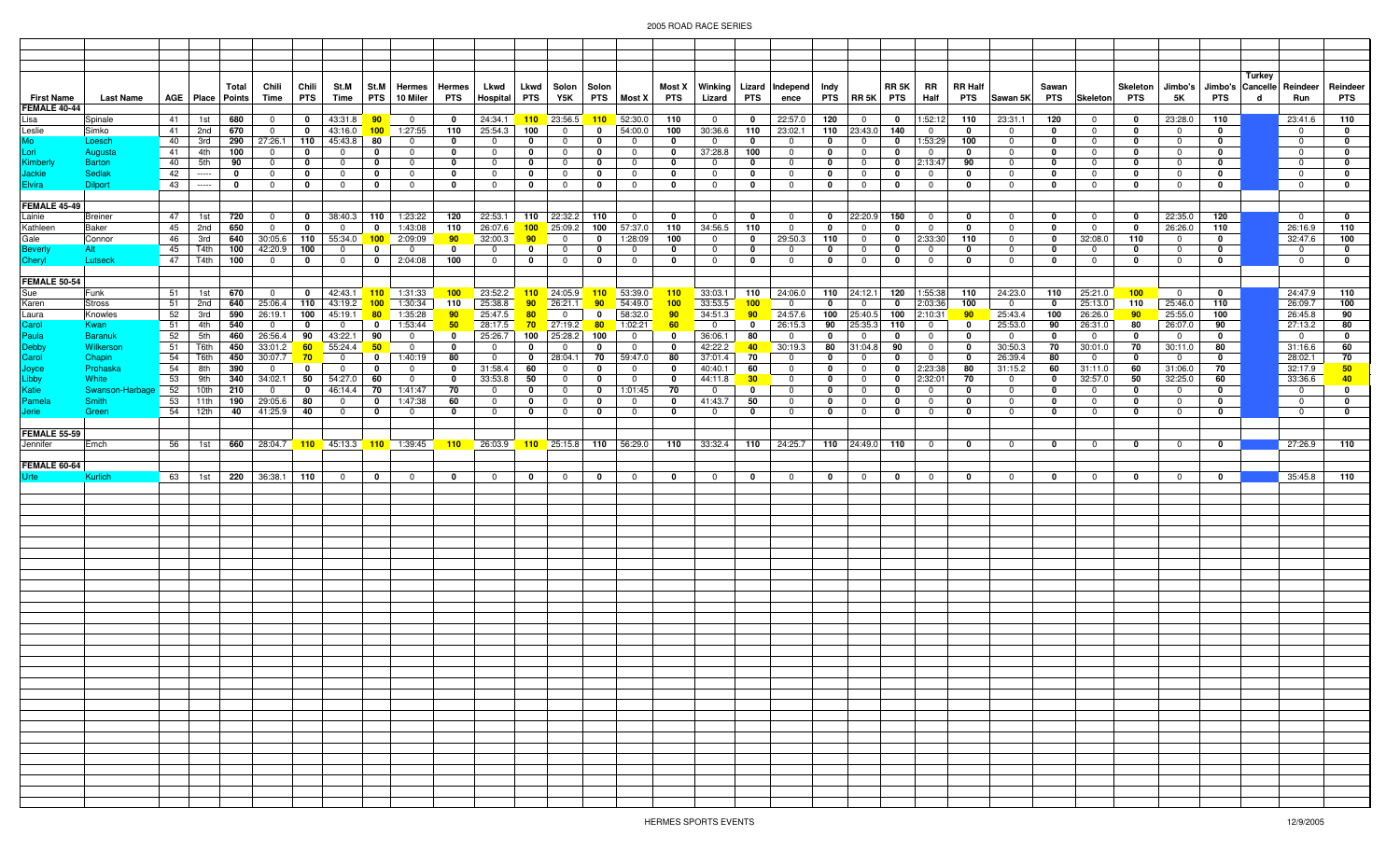# 2005 ROAD RACE SERIES

| First Name | Last Name | AGE | Place | Total Points | Chili Time | Chili PTS | St.M Time | St.M PTS | Hermes 10 Miler | Hermes PTS | Lkwd Hospital | Lkwd PTS | Solon Y5K | Solon PTS | Most X | Most X PTS | Winking Lizard | Lizard PTS | Independence | Indy PTS | RR 5K | RR 5K PTS | RR Half | RR Half PTS | Sawan 5K | Sawan PTS | Skeleton | Skeleton PTS | Jimbo's 5K | Jimbo's PTS | Turkey Cancelled | Reindeer Run | Reindeer PTS |
|---|---|---|---|---|---|---|---|---|---|---|---|---|---|---|---|---|---|---|---|---|---|---|---|---|---|---|---|---|---|---|---|---|---|
| **FEMALE 40-44** | | | | | | | | | | | | | | | | | | | | | | | | | | | | | | | | | |
| Lisa | Spinale | 41 | 1st | 680 | 0 | 0 | 43:31.8 | 90 | 0 | 0 | 24:34.1 | 110 | 23:56.5 | 110 | 52:30.0 | 110 | 0 | 0 | 22:57.0 | 120 | 0 | 0 | 1:52:12 | 110 | 23:31.1 | 120 | 0 | 0 | 23:28.0 | 110 | | 23:41.6 | 110 |
| Leslie | Simko | 41 | 2nd | 670 | 0 | 0 | 43:16.0 | 100 | 1:27:55 | 110 | 25:54.3 | 100 | 0 | 0 | 54:00.0 | 100 | 30:36.6 | 110 | 23:02.1 | 110 | 23:43.0 | 140 | 0 | 0 | 0 | 0 | 0 | 0 | 0 | 0 | | 0 | 0 |
| Mo | Loesch | 40 | 3rd | 290 | 27:26.1 | 110 | 45:43.8 | 80 | 0 | 0 | 0 | 0 | 0 | 0 | 0 | 0 | 0 | 0 | 0 | 0 | 0 | 0 | 1:53:29 | 100 | 0 | 0 | 0 | 0 | 0 | 0 | | 0 | 0 |
| Lori | Augusta | 41 | 4th | 100 | 0 | 0 | 0 | 0 | 0 | 0 | 0 | 0 | 0 | 0 | 0 | 0 | 37:28.8 | 100 | 0 | 0 | 0 | 0 | 0 | 0 | 0 | 0 | 0 | 0 | 0 | 0 | | 0 | 0 |
| Kimberly | Barton | 40 | 5th | 90 | 0 | 0 | 0 | 0 | 0 | 0 | 0 | 0 | 0 | 0 | 0 | 0 | 0 | 0 | 0 | 0 | 0 | 0 | 2:13:47 | 90 | 0 | 0 | 0 | 0 | 0 | 0 | | 0 | 0 |
| Jackie | Sedlak | 42 | ----- | 0 | 0 | 0 | 0 | 0 | 0 | 0 | 0 | 0 | 0 | 0 | 0 | 0 | 0 | 0 | 0 | 0 | 0 | 0 | 0 | 0 | 0 | 0 | 0 | 0 | 0 | 0 | | 0 | 0 |
| Elvira | Dilport | 43 | ----- | 0 | 0 | 0 | 0 | 0 | 0 | 0 | 0 | 0 | 0 | 0 | 0 | 0 | 0 | 0 | 0 | 0 | 0 | 0 | 0 | 0 | 0 | 0 | 0 | 0 | 0 | 0 | | 0 | 0 |
| **FEMALE 45-49** | | | | | | | | | | | | | | | | | | | | | | | | | | | | | | | | | |
| Lainie | Breiner | 47 | 1st | 720 | 0 | 0 | 38:40.3 | 110 | 1:23:22 | 120 | 22:53.1 | 110 | 22:32.2 | 110 | 0 | 0 | 0 | 0 | 0 | 0 | 22:20.9 | 150 | 0 | 0 | 0 | 0 | 0 | 0 | 22:35.0 | 120 | | 0 | 0 |
| Kathleen | Baker | 45 | 2nd | 650 | 0 | 0 | 0 | 0 | 1:43:08 | 110 | 26:07.6 | 100 | 25:09.2 | 100 | 57:37.0 | 110 | 34:56.5 | 110 | 0 | 0 | 0 | 0 | 0 | 0 | 0 | 0 | 0 | 0 | 26:26.0 | 110 | | 26:16.9 | 110 |
| Gale | Connor | 46 | 3rd | 640 | 30:05.6 | 110 | 55:34.0 | 100 | 2:09:09 | 90 | 32:00.3 | 90 | 0 | 0 | 1:28:09 | 100 | 0 | 0 | 29:50.3 | 110 | 0 | 0 | 2:33:30 | 110 | 0 | 0 | 32:08.0 | 110 | 0 | 0 | | 32:47.6 | 100 |
| Beverly | Alt | 45 | T4th | 100 | 42:20.9 | 100 | 0 | 0 | 0 | 0 | 0 | 0 | 0 | 0 | 0 | 0 | 0 | 0 | 0 | 0 | 0 | 0 | 0 | 0 | 0 | 0 | 0 | 0 | 0 | 0 | | 0 | 0 |
| Cheryl | Lutseck | 47 | T4th | 100 | 0 | 0 | 0 | 0 | 2:04:08 | 100 | 0 | 0 | 0 | 0 | 0 | 0 | 0 | 0 | 0 | 0 | 0 | 0 | 0 | 0 | 0 | 0 | 0 | 0 | 0 | 0 | | 0 | 0 |
| **FEMALE 50-54** | | | | | | | | | | | | | | | | | | | | | | | | | | | | | | | | | |
| Sue | Funk | 51 | 1st | 670 | 0 | 0 | 42:43.1 | 110 | 1:31:33 | 100 | 23:52.2 | 110 | 24:05.9 | 110 | 53:39.0 | 110 | 33:03.1 | 110 | 24:06.0 | 110 | 24:12.1 | 120 | 1:55:38 | 110 | 24:23.0 | 110 | 25:21.0 | 100 | 0 | 0 | | 24:47.9 | 110 |
| Karen | Stross | 51 | 2nd | 640 | 25:06.4 | 110 | 43:19.2 | 100 | 1:30:34 | 110 | 25:38.8 | 90 | 26:21.1 | 90 | 54:49.0 | 100 | 33:53.5 | 100 | 0 | 0 | 0 | 0 | 2:03:36 | 100 | 0 | 0 | 25:13.0 | 110 | 25:46.0 | 110 | | 26:09.7 | 100 |
| Laura | Knowles | 52 | 3rd | 590 | 26:19.1 | 100 | 45:19.1 | 80 | 1:35:28 | 90 | 25:47.5 | 80 | 0 | 0 | 58:32.0 | 90 | 34:51.3 | 90 | 24:57.6 | 100 | 25:40.5 | 100 | 2:10:31 | 90 | 25:43.4 | 100 | 26:26.0 | 90 | 25:55.0 | 100 | | 26:45.8 | 90 |
| Carol | Kwan | 51 | 4th | 540 | 0 | 0 | 0 | 0 | 1:53:44 | 50 | 28:17.5 | 70 | 27:19.2 | 80 | 1:02:21 | 60 | 0 | 0 | 26:15.3 | 90 | 25:35.3 | 110 | 0 | 0 | 25:53.0 | 90 | 26:31.0 | 80 | 26:07.0 | 90 | | 27:13.2 | 80 |
| Paula | Baranuk | 52 | 5th | 460 | 26:56.4 | 90 | 43:22.1 | 90 | 0 | 0 | 25:26.7 | 100 | 25:28.2 | 100 | 0 | 0 | 36:06.1 | 80 | 0 | 0 | 0 | 0 | 0 | 0 | 0 | 0 | 0 | 0 | 0 | 0 | | 0 | 0 |
| Debby | Wilkerson | 51 | T6th | 450 | 33:01.2 | 60 | 55:24.4 | 50 | 0 | 0 | 0 | 0 | 0 | 0 | 0 | 0 | 42:22.2 | 40 | 30:19.3 | 80 | 31:04.8 | 90 | 0 | 0 | 30:50.3 | 70 | 30:01.0 | 70 | 30:11.0 | 80 | | 31:16.6 | 60 |
| Carol | Chapin | 54 | T6th | 450 | 30:07.7 | 70 | 0 | 0 | 1:40:19 | 80 | 0 | 0 | 28:04.1 | 70 | 59:47.0 | 80 | 37:01.4 | 70 | 0 | 0 | 0 | 0 | 0 | 0 | 26:39.4 | 80 | 0 | 0 | 0 | 0 | | 28:02.1 | 70 |
| Joyce | Prohaska | 54 | 8th | 390 | 0 | 0 | 0 | 0 | 0 | 0 | 31:58.4 | 60 | 0 | 0 | 0 | 0 | 40:40.1 | 60 | 0 | 0 | 0 | 0 | 2:23:38 | 80 | 31:15.2 | 60 | 31:11.0 | 60 | 31:06.0 | 70 | | 32:17.9 | 50 |
| Libby | White | 53 | 9th | 340 | 34:02.1 | 50 | 54:27.0 | 60 | 0 | 0 | 33:53.8 | 50 | 0 | 0 | 0 | 0 | 44:11.8 | 30 | 0 | 0 | 0 | 0 | 2:32:01 | 70 | 0 | 0 | 32:57.0 | 50 | 32:25.0 | 60 | | 33:36.6 | 40 |
| Katie | Swanson-Harbage | 52 | 10th | 210 | 0 | 0 | 46:14.4 | 70 | 1:41:47 | 70 | 0 | 0 | 0 | 0 | 1:01:45 | 70 | 0 | 0 | 0 | 0 | 0 | 0 | 0 | 0 | 0 | 0 | 0 | 0 | 0 | 0 | | 0 | 0 |
| Pamela | Smith | 53 | 11th | 190 | 29:05.6 | 80 | 0 | 0 | 1:47:38 | 60 | 0 | 0 | 0 | 0 | 0 | 0 | 41:43.7 | 50 | 0 | 0 | 0 | 0 | 0 | 0 | 0 | 0 | 0 | 0 | 0 | 0 | | 0 | 0 |
| Jerie | Green | 54 | 12th | 40 | 41:25.9 | 40 | 0 | 0 | 0 | 0 | 0 | 0 | 0 | 0 | 0 | 0 | 0 | 0 | 0 | 0 | 0 | 0 | 0 | 0 | 0 | 0 | 0 | 0 | 0 | 0 | | 0 | 0 |
| **FEMALE 55-59** | | | | | | | | | | | | | | | | | | | | | | | | | | | | | | | | | |
| Jennifer | Emch | 56 | 1st | 660 | 28:04.7 | 110 | 45:13.3 | 110 | 1:39:45 | 110 | 26:03.9 | 110 | 25:15.8 | 110 | 56:29.0 | 110 | 33:32.4 | 110 | 24:25.7 | 110 | 24:49.0 | 110 | 0 | 0 | 0 | 0 | 0 | 0 | 0 | 0 | | 27:26.9 | 110 |
| **FEMALE 60-64** | | | | | | | | | | | | | | | | | | | | | | | | | | | | | | | | | |
| Urte | Kurlich | 63 | 1st | 220 | 36:38.1 | 110 | 0 | 0 | 0 | 0 | 0 | 0 | 0 | 0 | 0 | 0 | 0 | 0 | 0 | 0 | 0 | 0 | 0 | 0 | 0 | 0 | 0 | 0 | 0 | 0 | | 35:45.8 | 110 |

HERMES SPORTS EVENTS

12/9/2005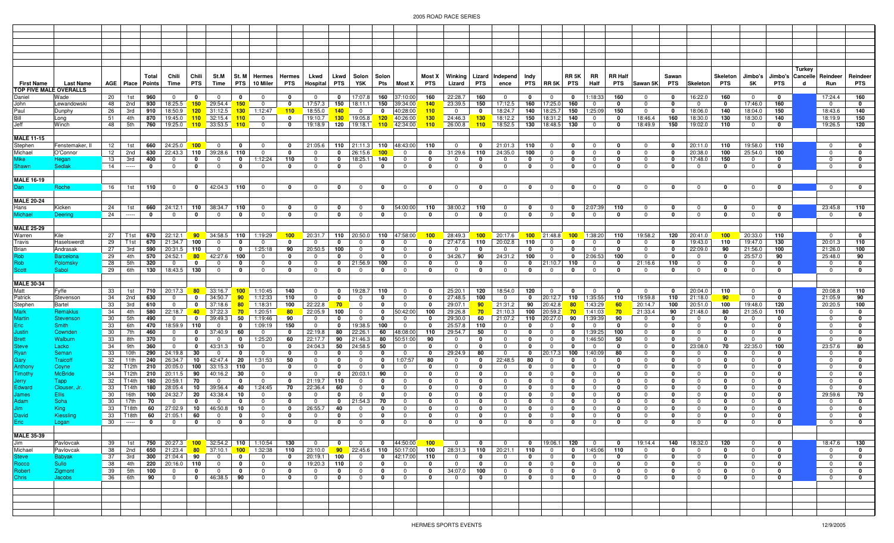# 2005 ROAD RACE SERIES

| First Name | Last Name | AGE | Place | Total Points | Chili Time | Chili PTS | St.M Time | St. M PTS | Hermes 10 Miler | Hermes PTS | Lkwd Hospital | Lkwd PTS | Solon Y5K | Solon Pts | Most X | Most X PTS | Winking Lizard | Lizard PTS | Independence | Indy PTS | RR 5K | RR 5K PTS | RR Half | RR Half PTS | Sawan 5K | Sawan PTS | Skeleton | Skeleton PTS | Jimbo's 5K | Jimbo's PTS | Turkey Cancelled | Reindeer Run | Reindeer PTS |
|---|---|---|---|---|---|---|---|---|---|---|---|---|---|---|---|---|---|---|---|---|---|---|---|---|---|---|---|---|---|---|---|---|---|
| **TOP FIVE MALE OVERALLS** | | | | | | | | | | | | | | | | | | | | | | | | | | | | | | | | | |
| Daniel | Wade | 20 | 1st | 960 | 0 | 0 | 0 | 0 | 0 | 0 | 0 | 0 | 17:07.8 | 160 | 37:10:00 | 160 | 22:28.7 | 160 | 0 | 0 | 0 | 0 | 1:18:33 | 160 | 0 | 0 | 16:22.0 | 160 | 0 | 0 | | 17:24.4 | 160 |
| John | Lewandowski | 48 | 2nd | 930 | 18:25.5 | 150 | 29:54.4 | 150 | 0 | 0 | 17:57.3 | 150 | 18:11.1 | 150 | 39:34:00 | 140 | 23:39.5 | 150 | 17:12.5 | 160 | 17:25.0 | 160 | 0 | 0 | 0 | 0 | 0 | 0 | 17:46.0 | 160 | | 0 | 0 |
| Paul | Dunphy | 26 | 3rd | 910 | 18:50.9 | 120 | 31:12.5 | 130 | 1:12:47 | 110 | 18:55.0 | 140 | 0 | 0 | 40:28:00 | 110 | 0 | 0 | 18:24.7 | 140 | 18:25.7 | 150 | 1:25:09 | 150 | 0 | 0 | 18:06.0 | 140 | 18:04.0 | 150 | | 18:43.6 | 140 |
| Bill | Long | 51 | 4th | 870 | 19:45.0 | 110 | 32:15.4 | 110 | 0 | 0 | 19:10.7 | 130 | 19:05.8 | 120 | 40:26:00 | 130 | 24:46.3 | 130 | 18:12.2 | 150 | 18:31.2 | 140 | 0 | 0 | 18:46.4 | 160 | 18:30.0 | 130 | 18:30.0 | 140 | | 18:19.9 | 150 |
| Jeff | Winch | 48 | 5th | 760 | 19:25.0 | 110 | 33:53.5 | 110 | 0 | 0 | 19:18.9 | 120 | 19:18.1 | 110 | 42:34:00 | 110 | 26:00.8 | 110 | 18:52.5 | 130 | 18:48.5 | 130 | 0 | 0 | 18:49.9 | 150 | 19:02.0 | 110 | 0 | 0 | | 19:26.5 | 120 |
| **MALE 11-15** | | | | | | | | | | | | | | | | | | | | | | | | | | | | | | | | | |
| Stephen | Fenstemaker, II | 12 | 1st | 660 | 24:25.0 | 100 | 0 | 0 | 0 | 0 | 21:05.6 | 110 | 21:11.3 | 110 | 48:43:00 | 110 | 0 | 0 | 21:01.3 | 110 | 0 | 0 | 0 | 0 | 0 | 0 | 20:11.0 | 110 | 19:58.0 | 110 | | 0 | 0 |
| Michael | O'Connor | 12 | 2nd | 630 | 22:43.3 | 110 | 39:28.6 | 110 | 0 | 0 | 0 | 0 | 26:15.6 | 100 | 0 | 0 | 31:29.6 | 110 | 24:35.0 | 100 | 0 | 0 | 0 | 0 | 0 | 0 | 20:38.0 | 100 | 25:54.0 | 100 | | 0 | 0 |
| Mike | Hegan | 13 | 3rd | 400 | 0 | 0 | 0 | 0 | 1:12:24 | 110 | 0 | 0 | 18:25.1 | 140 | 0 | 0 | 0 | 0 | 0 | 0 | 0 | 0 | 0 | 0 | 0 | 0 | 17:48.0 | 150 | 0 | 0 | | 0 | 0 |
| Shawn | Sedlak | 14 | ----- | 0 | 0 | 0 | 0 | 0 | 0 | 0 | 0 | 0 | 0 | 0 | 0 | 0 | 0 | 0 | 0 | 0 | 0 | 0 | 0 | 0 | 0 | 0 | 0 | 0 | 0 | 0 | | 0 | 0 |
| **MALE 16-19** | | | | | | | | | | | | | | | | | | | | | | | | | | | | | | | | | |
| Dan | Roche | 16 | 1st | 110 | 0 | 0 | 42:04.3 | 110 | 0 | 0 | 0 | 0 | 0 | 0 | 0 | 0 | 0 | 0 | 0 | 0 | 0 | 0 | 0 | 0 | 0 | 0 | 0 | 0 | 0 | 0 | | 0 | 0 |
| **MALE 20-24** | | | | | | | | | | | | | | | | | | | | | | | | | | | | | | | | | |
| Hans | Kicken | 24 | 1st | 660 | 24:12.1 | 110 | 38:34.7 | 110 | 0 | 0 | 0 | 0 | 0 | 0 | 54:00:00 | 110 | 38:00.2 | 110 | 0 | 0 | 0 | 0 | 2:07:39 | 110 | 0 | 0 | 0 | 0 | 0 | 0 | | 23:45.8 | 110 |
| Michael | Deering | 24 | ----- | 0 | 0 | 0 | 0 | 0 | 0 | 0 | 0 | 0 | 0 | 0 | 0 | 0 | 0 | 0 | 0 | 0 | 0 | 0 | 0 | 0 | 0 | 0 | 0 | 0 | 0 | 0 | | 0 | 0 |
| **MALE 25-29** | | | | | | | | | | | | | | | | | | | | | | | | | | | | | | | | | |
| Warren | Kile | 27 | T1st | 670 | 22:12.1 | 90 | 34:58.5 | 110 | 1:19:29 | 100 | 20:31.7 | 110 | 20:50.0 | 110 | 47:58:00 | 100 | 28:49.3 | 100 | 20:17.6 | 100 | 21:48.8 | 100 | 1:38:20 | 110 | 19:58.2 | 120 | 20:41.0 | 100 | 20:33.0 | 110 | | 0 | 0 |
| Travis | Haselswerdt | 29 | T1st | 670 | 21:34.7 | 100 | 0 | 0 | 1:25:18 | 90 | 20:50.5 | 100 | 0 | 0 | 0 | 0 | 27:47.6 | 110 | 20:02.8 | 110 | 0 | 0 | 0 | 0 | 0 | 0 | 19:43.0 | 110 | 19:47.0 | 130 | | 20:01.3 | 110 |
| Brian | Andrasak | 27 | 3rd | 590 | 20:31.5 | 110 | 0 | 0 | 0 | 0 | 0 | 0 | 0 | 0 | 0 | 0 | 0 | 0 | 0 | 0 | 0 | 0 | 0 | 0 | 0 | 0 | 22:09.0 | 90 | 21:56.0 | 100 | | 21:26.0 | 100 |
| Rob | Barcelona | 29 | 4th | 570 | 24:52.1 | 80 | 42:27.6 | 100 | 0 | 0 | 0 | 0 | 0 | 0 | 0 | 0 | 34:26.7 | 90 | 24:31.2 | 100 | 0 | 0 | 2:06:53 | 100 | 0 | 0 | 0 | 0 | 25:57.0 | 90 | | 25:48.0 | 90 |
| Rob | Polomsky | 28 | 5th | 320 | 0 | 0 | 0 | 0 | 0 | 0 | 0 | 0 | 21:56.9 | 100 | 0 | 0 | 0 | 0 | 0 | 0 | 21:10.7 | 110 | 0 | 0 | 21:16.6 | 110 | 0 | 0 | 0 | 0 | | 0 | 0 |
| Scott | Sabol | 29 | 6th | 130 | 18:43.5 | 130 | 0 | 0 | 0 | 0 | 0 | 0 | 0 | 0 | 0 | 0 | 0 | 0 | 0 | 0 | 0 | 0 | 0 | 0 | 0 | 0 | 0 | 0 | 0 | 0 | | 0 | 0 |
| **MALE 30-34** | | | | | | | | | | | | | | | | | | | | | | | | | | | | | | | | | |
| Matt | Fyffe | 33 | 1st | 710 | 20:17.3 | 80 | 33:16.7 | 100 | 1:10:45 | 140 | 0 | 0 | 19:28.7 | 110 | 0 | 0 | 25:20.1 | 120 | 18:54.0 | 120 | 0 | 0 | 0 | 0 | 0 | 0 | 20:04.0 | 110 | 0 | 0 | | 20:08.8 | 110 |
| Patrick | Stevenson | 34 | 2nd | 630 | 0 | 0 | 34:50.7 | 90 | 1:12:33 | 110 | 0 | 0 | 0 | 0 | 0 | 0 | 27:48.5 | 100 | 0 | 0 | 20:12.7 | 110 | 1:35:55 | 110 | 19:59.8 | 110 | 21:18.0 | 90 | 0 | 0 | | 21:05.9 | 90 |
| Stephen | Bartel | 33 | 3rd | 610 | 0 | 0 | 37:18.6 | 80 | 1:18:31 | 100 | 22:22.8 | 70 | 0 | 0 | 0 | 0 | 29:07.1 | 90 | 21:31.2 | 90 | 20:42.8 | 80 | 1:43:29 | 60 | 20:14.7 | 100 | 20:51.0 | 100 | 19:48.0 | 120 | | 20:20.5 | 100 |
| Mark | Remaklus | 34 | 4th | 580 | 22:18.7 | 40 | 37:22.3 | 70 | 1:20:51 | 80 | 22:05.9 | 100 | 0 | 0 | 50:42:00 | 100 | 29:26.8 | 70 | 21:10.3 | 100 | 20:59.2 | 70 | 1:41:03 | 70 | 21:33.4 | 90 | 21:48.0 | 80 | 21:35.0 | 110 | | 0 | 0 |
| Martin | Stevenson | 30 | 5th | 490 | 0 | 0 | 39:49.3 | 50 | 1:19:46 | 90 | 0 | 0 | 0 | 0 | 0 | 0 | 29:30.0 | 60 | 21:07.2 | 110 | 20:27.0 | 90 | 1:39:39 | 90 | 0 | 0 | 0 | 0 | 0 | 0 | | 0 | 0 |
| Eric | Smith | 33 | 6th | 470 | 18:59.9 | 110 | 0 | 0 | 1:09:19 | 150 | 0 | 0 | 19:38.5 | 100 | 0 | 0 | 25:57.8 | 110 | 0 | 0 | 0 | 0 | 0 | 0 | 0 | 0 | 0 | 0 | 0 | 0 | | 0 | 0 |
| Justin | Cowden | 30 | 7th | 460 | 0 | 0 | 37:40.9 | 60 | 0 | 0 | 22:19.8 | 80 | 22:26.1 | 60 | 48:08:00 | 110 | 29:54.7 | 50 | 0 | 0 | 0 | 0 | 1:39:25 | 100 | 0 | 0 | 0 | 0 | 0 | 0 | | 0 | 0 |
| Brett | Walburn | 33 | 8th | 370 | 0 | 0 | 0 | 0 | 1:25:20 | 60 | 22:17.7 | 90 | 21:46.3 | 80 | 50:51:00 | 90 | 0 | 0 | 0 | 0 | 0 | 0 | 1:46:50 | 50 | 0 | 0 | 0 | 0 | 0 | 0 | | 0 | 0 |
| Steve | Lacko | 34 | 9th | 360 | 0 | 0 | 43:31.3 | 10 | 0 | 0 | 24:04.3 | 50 | 24:58.5 | 50 | 0 | 0 | 0 | 0 | 0 | 0 | 0 | 0 | 0 | 0 | 0 | 0 | 23:08.0 | 70 | 22:35.0 | 100 | | 23:57.6 | 80 |
| Ryan | Seman | 33 | 10th | 290 | 24:19.8 | 30 | 0 | 0 | 0 | 0 | 0 | 0 | 0 | 0 | 0 | 0 | 29:24.9 | 80 | 0 | 0 | 20:17.3 | 100 | 1:40:09 | 80 | 0 | 0 | 0 | 0 | 0 | 0 | | 0 | 0 |
| Gary | Traicoff | 32 | 11th | 240 | 26:34.7 | 10 | 42:47.4 | 20 | 1:31:53 | 50 | 0 | 0 | 0 | 0 | 1:07:57 | 80 | 0 | 0 | 22:48.5 | 80 | 0 | 0 | 0 | 0 | 0 | 0 | 0 | 0 | 0 | 0 | | 0 | 0 |
| Anthony | Coyne | 32 | T12th | 210 | 20:05.0 | 100 | 33:15.3 | 110 | 0 | 0 | 0 | 0 | 0 | 0 | 0 | 0 | 0 | 0 | 0 | 0 | 0 | 0 | 0 | 0 | 0 | 0 | 0 | 0 | 0 | 0 | | 0 | 0 |
| Timothy | McBride | 34 | T12th | 210 | 20:11.5 | 90 | 40:16.2 | 30 | 0 | 0 | 0 | 0 | 20:03.1 | 90 | 0 | 0 | 0 | 0 | 0 | 0 | 0 | 0 | 0 | 0 | 0 | 0 | 0 | 0 | 0 | 0 | | 0 | 0 |
| Jerry | Tapp | 32 | T14th | 180 | 20:59.1 | 70 | 0 | 0 | 0 | 0 | 21:19.7 | 110 | 0 | 0 | 0 | 0 | 0 | 0 | 0 | 0 | 0 | 0 | 0 | 0 | 0 | 0 | 0 | 0 | 0 | 0 | | 0 | 0 |
| Edward | Clouser, Jr. | 33 | T14th | 180 | 28:05.4 | 10 | 39:56.4 | 40 | 1:24:45 | 70 | 22:36.4 | 60 | 0 | 0 | 0 | 0 | 0 | 0 | 0 | 0 | 0 | 0 | 0 | 0 | 0 | 0 | 0 | 0 | 0 | 0 | | 0 | 0 |
| James | Ellis | 30 | 16th | 100 | 24:32.7 | 20 | 43:38.4 | 10 | 0 | 0 | 0 | 0 | 0 | 0 | 0 | 0 | 0 | 0 | 0 | 0 | 0 | 0 | 0 | 0 | 0 | 0 | 0 | 0 | 0 | 0 | | 29:59.6 | 70 |
| Adam | Soha | 30 | 17th | 70 | 0 | 0 | 0 | 0 | 0 | 0 | 0 | 0 | 21:54.3 | 70 | 0 | 0 | 0 | 0 | 0 | 0 | 0 | 0 | 0 | 0 | 0 | 0 | 0 | 0 | 0 | 0 | | 0 | 0 |
| Jim | King | 33 | T18th | 60 | 27:02.9 | 10 | 46:50.8 | 10 | 0 | 0 | 26:55.7 | 40 | 0 | 0 | 0 | 0 | 0 | 0 | 0 | 0 | 0 | 0 | 0 | 0 | 0 | 0 | 0 | 0 | 0 | 0 | | 0 | 0 |
| David | Kiessling | 33 | T18th | 60 | 21:05.1 | 60 | 0 | 0 | 0 | 0 | 0 | 0 | 0 | 0 | 0 | 0 | 0 | 0 | 0 | 0 | 0 | 0 | 0 | 0 | 0 | 0 | 0 | 0 | 0 | 0 | | 0 | 0 |
| Eric | Logan | 30 | ----- | 0 | 0 | 0 | 0 | 0 | 0 | 0 | 0 | 0 | 0 | 0 | 0 | 0 | 0 | 0 | 0 | 0 | 0 | 0 | 0 | 0 | 0 | 0 | 0 | 0 | 0 | 0 | | 0 | 0 |
| **MALE 35-39** | | | | | | | | | | | | | | | | | | | | | | | | | | | | | | | | | |
| Jim | Pavlovcak | 39 | 1st | 750 | 20:27.3 | 100 | 32:54.2 | 110 | 1:10:54 | 130 | 0 | 0 | 0 | 0 | 44:50:00 | 100 | 0 | 0 | 0 | 0 | 19:06.1 | 120 | 0 | 0 | 19:14.4 | 140 | 18:32.0 | 120 | 0 | 0 | | 18:47.6 | 130 |
| Michael | Pavlovcak | 38 | 2nd | 650 | 21:23.4 | 80 | 37:10.1 | 100 | 1:32:38 | 110 | 23:10.0 | 90 | 22:45.6 | 110 | 50:17:00 | 100 | 28:31.3 | 110 | 20:21.1 | 110 | 0 | 0 | 1:45:06 | 110 | 0 | 0 | 0 | 0 | 0 | 0 | | 0 | 0 |
| Steve | Babyak | 37 | 3rd | 300 | 21:04.4 | 90 | 0 | 0 | 0 | 0 | 20:19.1 | 100 | 0 | 0 | 42:17:00 | 110 | 0 | 0 | 0 | 0 | 0 | 0 | 0 | 0 | 0 | 0 | 0 | 0 | 0 | 0 | | 0 | 0 |
| Rocco | Sullo | 38 | 4th | 220 | 20:16.0 | 110 | 0 | 0 | 0 | 0 | 19:20.3 | 110 | 0 | 0 | 0 | 0 | 0 | 0 | 0 | 0 | 0 | 0 | 0 | 0 | 0 | 0 | 0 | 0 | 0 | 0 | | 0 | 0 |
| Robert | Zigmont | 39 | 5th | 100 | 0 | 0 | 0 | 0 | 0 | 0 | 0 | 0 | 0 | 0 | 0 | 0 | 34:07.0 | 100 | 0 | 0 | 0 | 0 | 0 | 0 | 0 | 0 | 0 | 0 | 0 | 0 | | 0 | 0 |
| Chris | Jacobs | 36 | 6th | 90 | 0 | 0 | 46:38.5 | 90 | 0 | 0 | 0 | 0 | 0 | 0 | 0 | 0 | 0 | 0 | 0 | 0 | 0 | 0 | 0 | 0 | 0 | 0 | 0 | 0 | 0 | 0 | | 0 | 0 |

HERMES SPORTS EVENTS

12/9/2005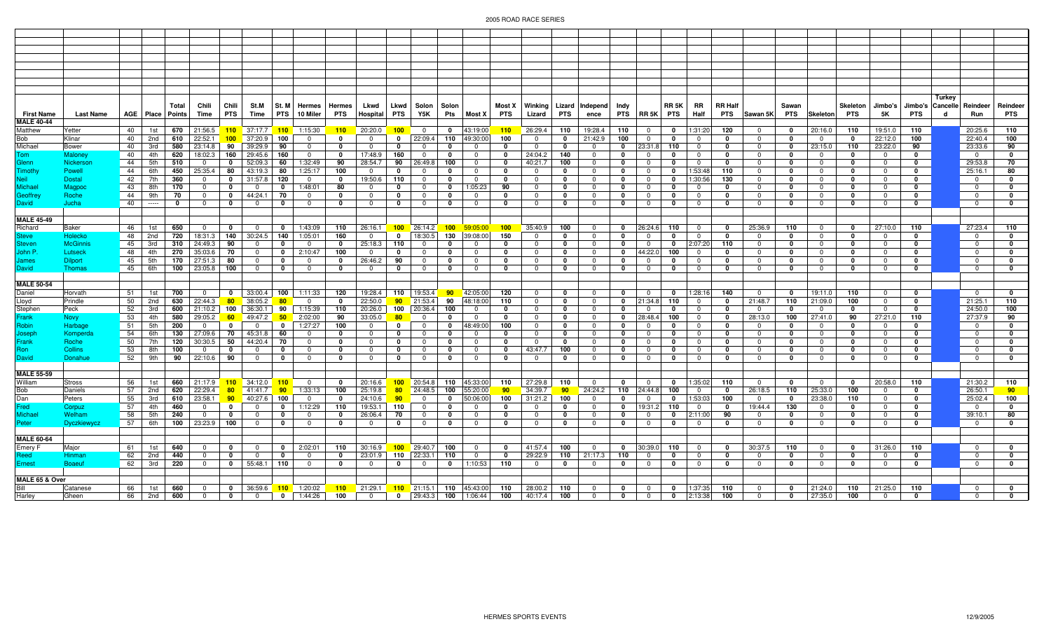| First Name | Last Name | AGE | Place | Total Points | Chili Time | Chili PTS | St.M Time | St. M PTS | Hermes 10 Miler | Hermes PTS | Lkwd Hospital | Lkwd PTS | Solon Y5K | Solon Pts | Most X | Most X PTS | Winking Lizard | Lizard PTS | Independence | Indy PTS | RR 5K | RR 5K PTS | RR Half | RR Half PTS | Sawan 5K | Sawan PTS | Skeleton | Skeleton PTS | Jimbo's 5K | Jimbo's PTS | Turkey Cancelled | Reindeer Run | Reindeer PTS |
|---|---|---|---|---|---|---|---|---|---|---|---|---|---|---|---|---|---|---|---|---|---|---|---|---|---|---|---|---|---|---|---|---|---|
| **MALE 40-44** | | | | | | | | | | | | | | | | | | | | | | | | | | | | | | | | | |
| Matthew | Yetter | 40 | 1st | 670 | 21:56.5 | 110 | 37:17.7 | 110 | 1:15:30 | 110 | 20:20.0 | 100 | 0 | 0 | 43:19:00 | 110 | 26:29.4 | 110 | 19:28.4 | 110 | 0 | 0 | 1:31:20 | 120 | 0 | 0 | 20:16.0 | 110 | 19:51.0 | 110 | | 20:25.6 | 110 |
| Bob | Klinar | 40 | 2nd | 610 | 22:52.1 | 100 | 37:20.9 | 100 | 0 | 0 | 0 | 0 | 22:09.4 | 110 | 49:30:00 | 100 | 0 | 0 | 21:42.9 | 100 | 0 | 0 | 0 | 0 | 0 | 0 | 0 | 0 | 22:12.0 | 100 | | 22:40.4 | 100 |
| Michael | Bower | 40 | 3rd | 580 | 23:14.8 | 90 | 39:29.9 | 90 | 0 | 0 | 0 | 0 | 0 | 0 | 0 | 0 | 0 | 0 | 0 | 0 | 23:31.8 | 110 | 0 | 0 | 0 | 0 | 23:15.0 | 110 | 23:22.0 | 90 | | 23:33.6 | 90 |
| Tom | Maloney | 40 | 4th | 620 | 18:02.3 | 160 | 29:45.6 | 160 | 0 | 0 | 17:48.9 | 160 | 0 | 0 | 0 | 0 | 24:04.2 | 140 | 0 | 0 | 0 | 0 | 0 | 0 | 0 | 0 | 0 | 0 | 0 | 0 | | 0 | 0 |
| Glenn | Nickerson | 44 | 5th | 510 | 0 | 0 | 52:09.3 | 60 | 1:32:49 | 90 | 28:54.7 | 90 | 26:49.8 | 100 | 0 | 0 | 40:21.7 | 100 | 0 | 0 | 0 | 0 | 0 | 0 | 0 | 0 | 0 | 0 | 0 | 0 | | 29:53.8 | 70 |
| Timothy | Powell | 44 | 6th | 450 | 25:35.4 | 80 | 43:19.3 | 80 | 1:25:17 | 100 | 0 | 0 | 0 | 0 | 0 | 0 | 0 | 0 | 0 | 0 | 0 | 0 | 1:53:48 | 110 | 0 | 0 | 0 | 0 | 0 | 0 | | 25:16.1 | 80 |
| Neil | Dostal | 42 | 7th | 360 | 0 | 0 | 31:57.8 | 120 | 0 | 0 | 19:50.6 | 110 | 0 | 0 | 0 | 0 | 0 | 0 | 0 | 0 | 0 | 0 | 1:30:56 | 130 | 0 | 0 | 0 | 0 | 0 | 0 | | 0 | 0 |
| Michael | Magpoc | 43 | 8th | 170 | 0 | 0 | 0 | 0 | 1:48:01 | 80 | 0 | 0 | 0 | 0 | 1:05:23 | 90 | 0 | 0 | 0 | 0 | 0 | 0 | 0 | 0 | 0 | 0 | 0 | 0 | 0 | 0 | | 0 | 0 |
| Geoffrey | Roche | 44 | 9th | 70 | 0 | 0 | 44:24.1 | 70 | 0 | 0 | 0 | 0 | 0 | 0 | 0 | 0 | 0 | 0 | 0 | 0 | 0 | 0 | 0 | 0 | 0 | 0 | 0 | 0 | 0 | 0 | | 0 | 0 |
| David | Jucha | 40 | ----- | 0 | 0 | 0 | 0 | 0 | 0 | 0 | 0 | 0 | 0 | 0 | 0 | 0 | 0 | 0 | 0 | 0 | 0 | 0 | 0 | 0 | 0 | 0 | 0 | 0 | 0 | 0 | | 0 | 0 |
| **MALE 45-49** | | | | | | | | | | | | | | | | | | | | | | | | | | | | | | | | | |
| Richard | Baker | 46 | 1st | 650 | 0 | 0 | 0 | 0 | 1:43:09 | 110 | 26:16.1 | 100 | 26:14.2 | 100 | 59:05:00 | 100 | 35:40.9 | 100 | 0 | 0 | 26:24.6 | 110 | 0 | 0 | 25:36.9 | 110 | 0 | 0 | 27:10.0 | 110 | | 27:23.4 | 110 |
| Steve | Holecko | 48 | 2nd | 720 | 18:31.3 | 140 | 30:24.5 | 140 | 1:05:01 | 160 | 0 | 0 | 18:30.5 | 130 | 39:08:00 | 150 | 0 | 0 | 0 | 0 | 0 | 0 | 0 | 0 | 0 | 0 | 0 | 0 | 0 | 0 | | 0 | 0 |
| Steven | McGinnis | 45 | 3rd | 310 | 24:49.3 | 90 | 0 | 0 | 0 | 0 | 25:18.3 | 110 | 0 | 0 | 0 | 0 | 0 | 0 | 0 | 0 | 0 | 0 | 2:07:20 | 110 | 0 | 0 | 0 | 0 | 0 | 0 | | 0 | 0 |
| John P. | Lutseck | 48 | 4th | 270 | 35:03.6 | 70 | 0 | 0 | 2:10:47 | 100 | 0 | 0 | 0 | 0 | 0 | 0 | 0 | 0 | 0 | 0 | 44:22.0 | 100 | 0 | 0 | 0 | 0 | 0 | 0 | 0 | 0 | | 0 | 0 |
| James | Dilport | 45 | 5th | 170 | 27:51.3 | 80 | 0 | 0 | 0 | 0 | 26:46.2 | 90 | 0 | 0 | 0 | 0 | 0 | 0 | 0 | 0 | 0 | 0 | 0 | 0 | 0 | 0 | 0 | 0 | 0 | 0 | | 0 | 0 |
| David | Thomas | 45 | 6th | 100 | 23:05.8 | 100 | 0 | 0 | 0 | 0 | 0 | 0 | 0 | 0 | 0 | 0 | 0 | 0 | 0 | 0 | 0 | 0 | 0 | 0 | 0 | 0 | 0 | 0 | 0 | 0 | | 0 | 0 |
| **MALE 50-54** | | | | | | | | | | | | | | | | | | | | | | | | | | | | | | | | | |
| Daniel | Horvath | 51 | 1st | 700 | 0 | 0 | 33:00.4 | 100 | 1:11:33 | 120 | 19:28.4 | 110 | 19:53.4 | 90 | 42:05:00 | 120 | 0 | 0 | 0 | 0 | 0 | 0 | 1:28:16 | 140 | 0 | 0 | 19:11.0 | 110 | 0 | 0 | | 0 | 0 |
| Lloyd | Prindle | 50 | 2nd | 630 | 22:44.3 | 80 | 38:05.2 | 80 | 0 | 0 | 22:50.0 | 90 | 21:53.4 | 90 | 48:18:00 | 110 | 0 | 0 | 0 | 0 | 21:34.8 | 110 | 0 | 0 | 21:48.7 | 110 | 21:09.0 | 100 | 0 | 0 | | 21:25.1 | 110 |
| Stephen | Peck | 52 | 3rd | 600 | 21:10.2 | 100 | 36:30.1 | 90 | 1:15:39 | 110 | 20:26.0 | 100 | 20:36.4 | 100 | 0 | 0 | 0 | 0 | 0 | 0 | 0 | 0 | 0 | 0 | 0 | 0 | 0 | 0 | 0 | 0 | | 24:50.0 | 100 |
| Frank | Novy | 53 | 4th | 580 | 29:05.2 | 60 | 49:47.2 | 50 | 2:02:00 | 90 | 33:05.0 | 80 | 0 | 0 | 0 | 0 | 0 | 0 | 0 | 0 | 28:48.4 | 100 | 0 | 0 | 28:13.0 | 100 | 27:41.0 | 90 | 27:21.0 | 110 | | 27:37.9 | 90 |
| Robin | Harbage | 51 | 5th | 200 | 0 | 0 | 0 | 0 | 1:27:27 | 100 | 0 | 0 | 0 | 0 | 48:49:00 | 100 | 0 | 0 | 0 | 0 | 0 | 0 | 0 | 0 | 0 | 0 | 0 | 0 | 0 | 0 | | 0 | 0 |
| Joseph | Komperda | 54 | 6th | 130 | 27:09.6 | 70 | 45:31.8 | 60 | 0 | 0 | 0 | 0 | 0 | 0 | 0 | 0 | 0 | 0 | 0 | 0 | 0 | 0 | 0 | 0 | 0 | 0 | 0 | 0 | 0 | 0 | | 0 | 0 |
| Frank | Roche | 50 | 7th | 120 | 30:30.5 | 50 | 44:20.4 | 70 | 0 | 0 | 0 | 0 | 0 | 0 | 0 | 0 | 0 | 0 | 0 | 0 | 0 | 0 | 0 | 0 | 0 | 0 | 0 | 0 | 0 | 0 | | 0 | 0 |
| Ron | Collins | 53 | 8th | 100 | 0 | 0 | 0 | 0 | 0 | 0 | 0 | 0 | 0 | 0 | 0 | 0 | 43:47.7 | 100 | 0 | 0 | 0 | 0 | 0 | 0 | 0 | 0 | 0 | 0 | 0 | 0 | | 0 | 0 |
| David | Donahue | 52 | 9th | 90 | 22:10.6 | 90 | 0 | 0 | 0 | 0 | 0 | 0 | 0 | 0 | 0 | 0 | 0 | 0 | 0 | 0 | 0 | 0 | 0 | 0 | 0 | 0 | 0 | 0 | 0 | 0 | | 0 | 0 |
| **MALE 55-59** | | | | | | | | | | | | | | | | | | | | | | | | | | | | | | | | | |
| William | Stross | 56 | 1st | 660 | 21:17.9 | 110 | 34:12.0 | 110 | 0 | 0 | 20:16.6 | 100 | 20:54.8 | 110 | 45:33:00 | 110 | 27:29.8 | 110 | 0 | 0 | 0 | 0 | 1:35:02 | 110 | 0 | 0 | 0 | 0 | 20:58.0 | 110 | | 21:30.2 | 110 |
| Bob | Daniels | 57 | 2nd | 620 | 22:29.4 | 80 | 41:41.7 | 90 | 1:33:13 | 100 | 25:19.8 | 80 | 24:48.5 | 100 | 55:20:00 | 90 | 34:39.7 | 90 | 24:24.2 | 110 | 24:44.8 | 100 | 0 | 0 | 26:18.5 | 110 | 25:33.0 | 100 | 0 | 0 | | 26:50.1 | 90 |
| Dan | Peters | 55 | 3rd | 610 | 23:58.1 | 90 | 40:27.6 | 100 | 0 | 0 | 24:10.6 | 90 | 0 | 0 | 50:06:00 | 100 | 31:21.2 | 100 | 0 | 0 | 0 | 0 | 1:53:03 | 100 | 0 | 0 | 23:38.0 | 110 | 0 | 0 | | 25:02.4 | 100 |
| Fred | Corpuz | 57 | 4th | 460 | 0 | 0 | 0 | 0 | 1:12:29 | 110 | 19:53.1 | 110 | 0 | 0 | 0 | 0 | 0 | 0 | 0 | 0 | 19:31.2 | 110 | 0 | 0 | 19:44.4 | 130 | 0 | 0 | 0 | 0 | | 0 | 0 |
| Michael | Welham | 58 | 5th | 240 | 0 | 0 | 0 | 0 | 0 | 0 | 26:06.4 | 70 | 0 | 0 | 0 | 0 | 0 | 0 | 0 | 0 | 0 | 0 | 2:11:00 | 90 | 0 | 0 | 0 | 0 | 0 | 0 | | 39:10.1 | 80 |
| Peter | Dyczkiewycz | 57 | 6th | 100 | 23:23.9 | 100 | 0 | 0 | 0 | 0 | 0 | 0 | 0 | 0 | 0 | 0 | 0 | 0 | 0 | 0 | 0 | 0 | 0 | 0 | 0 | 0 | 0 | 0 | 0 | 0 | | 0 | 0 |
| **MALE 60-64** | | | | | | | | | | | | | | | | | | | | | | | | | | | | | | | | | |
| Emery F | Major | 61 | 1st | 640 | 0 | 0 | 0 | 0 | 2:02:01 | 110 | 30:16.9 | 100 | 29:40.7 | 100 | 0 | 0 | 41:57.4 | 100 | 0 | 0 | 30:39.0 | 110 | 0 | 0 | 30:37.5 | 110 | 0 | 0 | 31:26.0 | 110 | | 0 | 0 |
| Reed | Hinman | 62 | 2nd | 440 | 0 | 0 | 0 | 0 | 0 | 0 | 23:01.9 | 110 | 22:33.1 | 110 | 0 | 0 | 29:22.9 | 110 | 21:17.3 | 110 | 0 | 0 | 0 | 0 | 0 | 0 | 0 | 0 | 0 | 0 | | 0 | 0 |
| Ernest | Boaeuf | 62 | 3rd | 220 | 0 | 0 | 55:48.1 | 110 | 0 | 0 | 0 | 0 | 0 | 0 | 1:10:53 | 110 | 0 | 0 | 0 | 0 | 0 | 0 | 0 | 0 | 0 | 0 | 0 | 0 | 0 | 0 | | 0 | 0 |
| **MALE 65 & Over** | | | | | | | | | | | | | | | | | | | | | | | | | | | | | | | | | |
| Bill | Catanese | 66 | 1st | 660 | 0 | 0 | 36:59.6 | 110 | 1:20:02 | 110 | 21:29.1 | 110 | 21:15.1 | 110 | 45:33:00 | 110 | 28:00.2 | 110 | 0 | 0 | 0 | 0 | 1:37:35 | 110 | 0 | 0 | 21:24.0 | 110 | 21:25.0 | 110 | | 0 | 0 |
| Harley | Gheen | 66 | 2nd | 600 | 0 | 0 | 0 | 0 | 1:44:26 | 100 | 0 | 0 | 29:43.3 | 100 | 1:06:44 | 100 | 40:17.4 | 100 | 0 | 0 | 0 | 0 | 2:13:38 | 100 | 0 | 0 | 27:35.0 | 100 | 0 | 0 | | 0 | 0 |